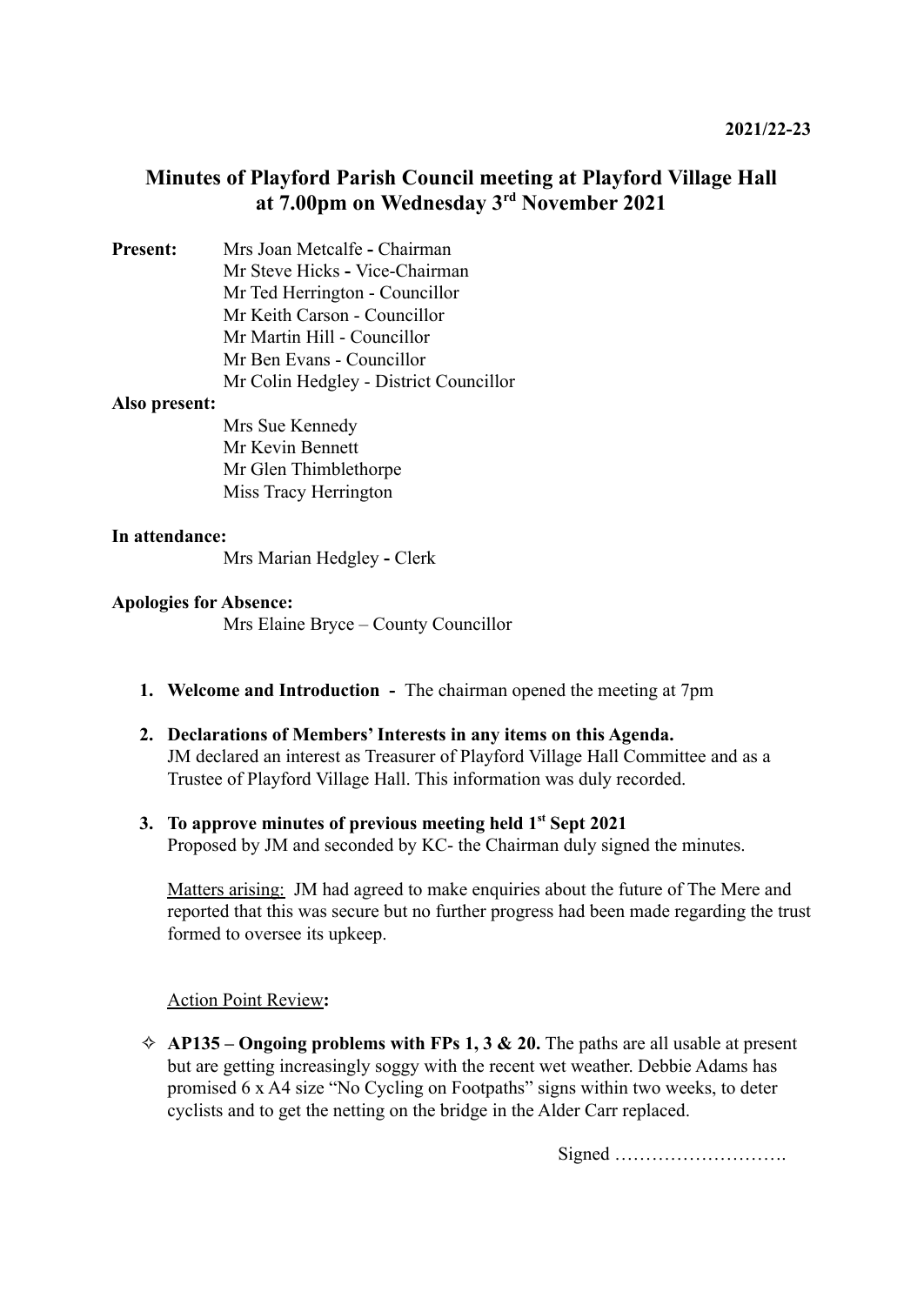**2021/22-23**

# Minutes of Playford Parish Council meeting at Playford Village Hall at 7.00pm on Wednesday 3rd November 2021

**Present:**
Mrs Joan Metcalfe - Chairman
Mr Steve Hicks - Vice-Chairman
Mr Ted Herrington - Councillor
Mr Keith Carson - Councillor
Mr Martin Hill - Councillor
Mr Ben Evans - Councillor
Mr Colin Hedgley - District Councillor

**Also present:**
Mrs Sue Kennedy
Mr Kevin Bennett
Mr Glen Thimblethorpe
Miss Tracy Herrington

**In attendance:**
Mrs Marian Hedgley - Clerk

**Apologies for Absence:**
Mrs Elaine Bryce – County Councillor

1. **Welcome and Introduction -** The chairman opened the meeting at 7pm

2. **Declarations of Members' Interests in any items on this Agenda.**
   JM declared an interest as Treasurer of Playford Village Hall Committee and as a Trustee of Playford Village Hall. This information was duly recorded.

3. **To approve minutes of previous meeting held 1st Sept 2021**
   Proposed by JM and seconded by KC- the Chairman duly signed the minutes.

   Matters arising: JM had agreed to make enquiries about the future of The Mere and reported that this was secure but no further progress had been made regarding the trust formed to oversee its upkeep.

   Action Point Review**:**

   - **AP135 – Ongoing problems with FPs 1, 3 & 20.** The paths are all usable at present but are getting increasingly soggy with the recent wet weather. Debbie Adams has promised 6 x A4 size "No Cycling on Footpaths" signs within two weeks, to deter cyclists and to get the netting on the bridge in the Alder Carr replaced.

Signed ……………………….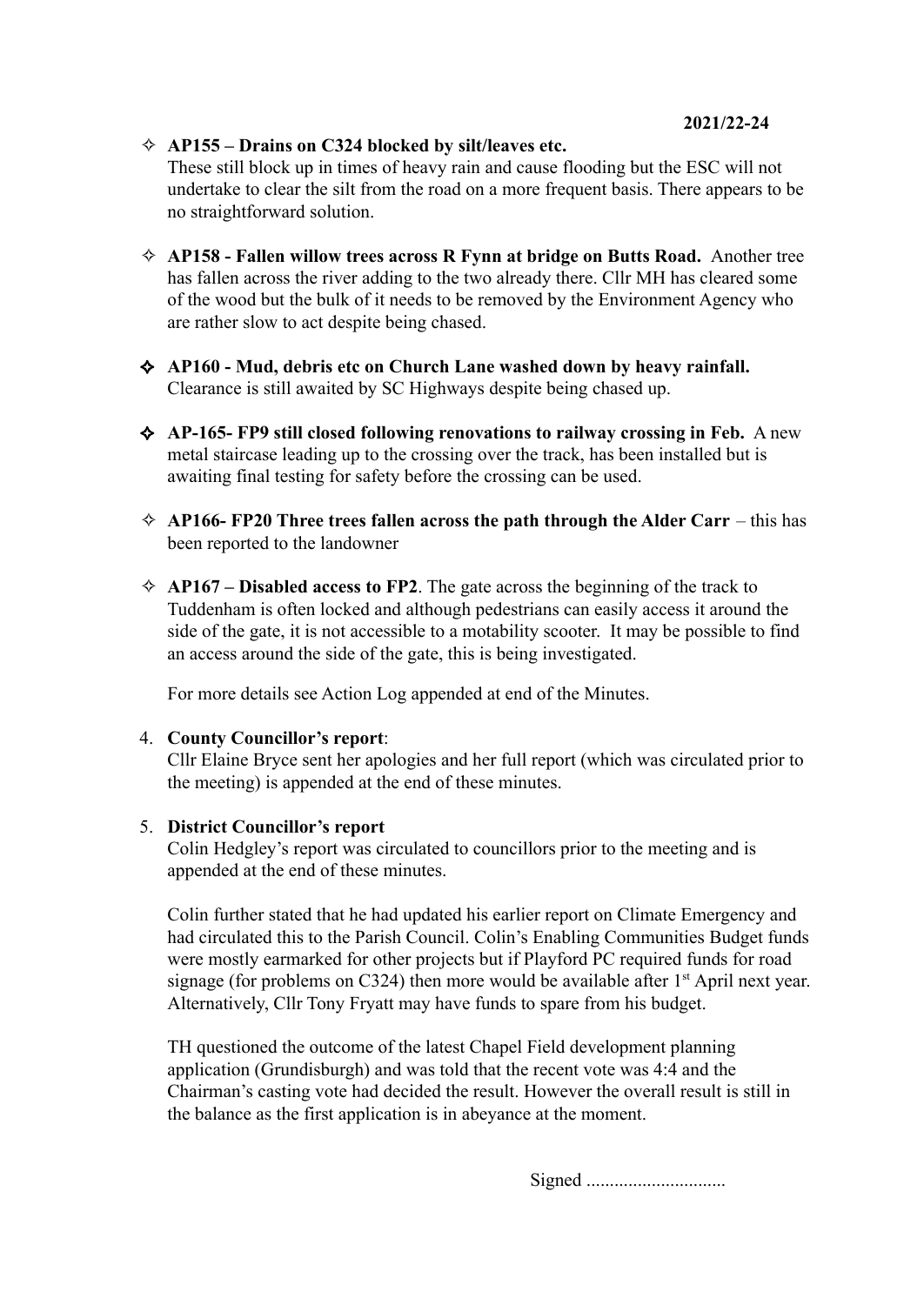- **AP155 – Drains on C324 blocked by silt/leaves etc.** These still block up in times of heavy rain and cause flooding but the ESC will not undertake to clear the silt from the road on a more frequent basis. There appears to be no straightforward solution.

- **AP158 - Fallen willow trees across R Fynn at bridge on Butts Road.** Another tree has fallen across the river adding to the two already there. Cllr MH has cleared some of the wood but the bulk of it needs to be removed by the Environment Agency who are rather slow to act despite being chased.

- **AP160 - Mud, debris etc on Church Lane washed down by heavy rainfall.** Clearance is still awaited by SC Highways despite being chased up.

- **AP-165- FP9 still closed following renovations to railway crossing in Feb.** A new metal staircase leading up to the crossing over the track, has been installed but is awaiting final testing for safety before the crossing can be used.

- **AP166- FP20 Three trees fallen across the path through the Alder Carr** – this has been reported to the landowner

- **AP167 – Disabled access to FP2**. The gate across the beginning of the track to Tuddenham is often locked and although pedestrians can easily access it around the side of the gate, it is not accessible to a motability scooter. It may be possible to find an access around the side of the gate, this is being investigated.

  For more details see Action Log appended at end of the Minutes.

4. **County Councillor's report**:
   Cllr Elaine Bryce sent her apologies and her full report (which was circulated prior to the meeting) is appended at the end of these minutes.

5. **District Councillor's report**
   Colin Hedgley's report was circulated to councillors prior to the meeting and is appended at the end of these minutes.

   Colin further stated that he had updated his earlier report on Climate Emergency and had circulated this to the Parish Council. Colin's Enabling Communities Budget funds were mostly earmarked for other projects but if Playford PC required funds for road signage (for problems on C324) then more would be available after 1st April next year. Alternatively, Cllr Tony Fryatt may have funds to spare from his budget.

   TH questioned the outcome of the latest Chapel Field development planning application (Grundisburgh) and was told that the recent vote was 4:4 and the Chairman's casting vote had decided the result. However the overall result is still in the balance as the first application is in abeyance at the moment.

Signed .............................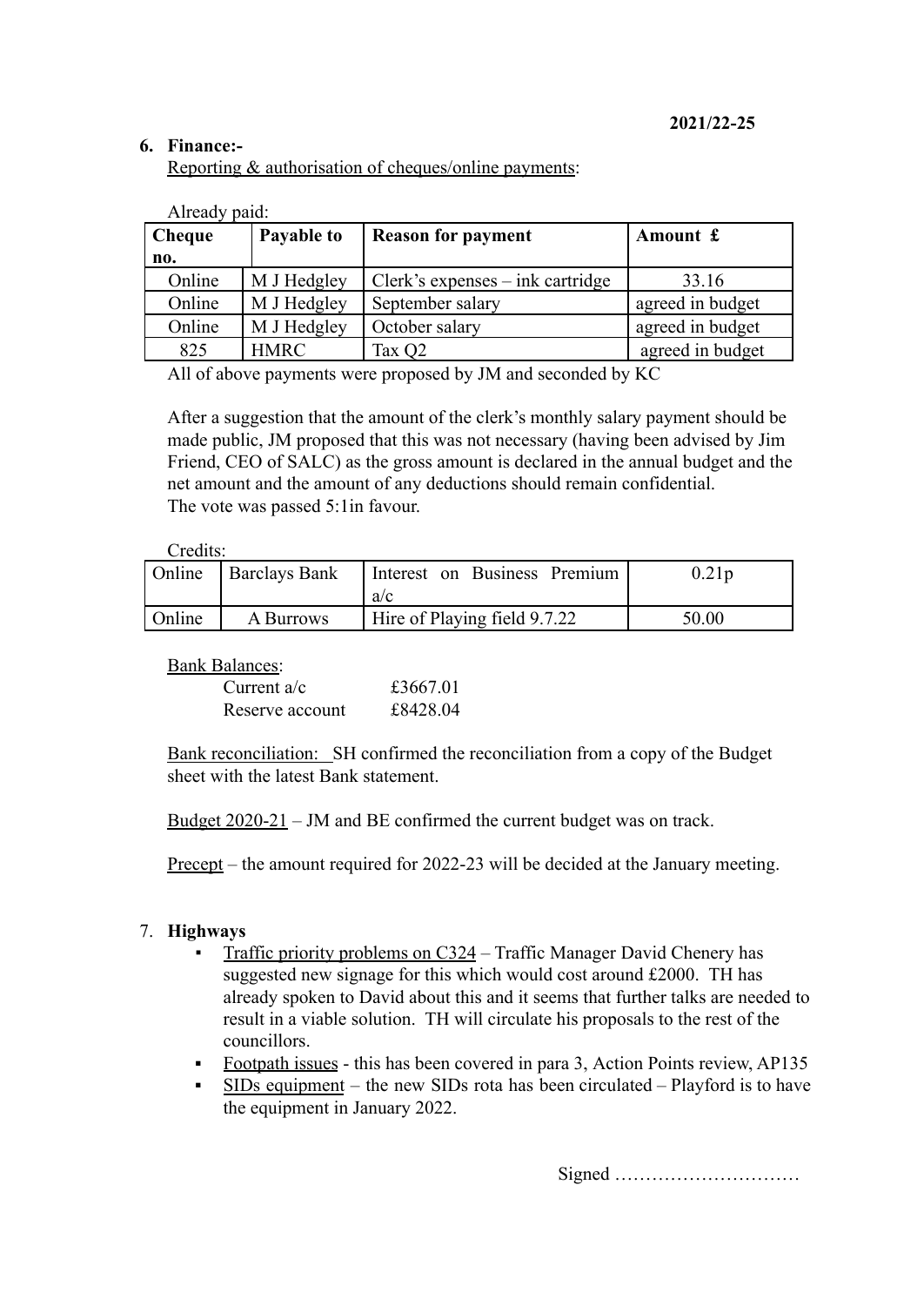**2021/22-25**

6. **Finance:-**

   Reporting & authorisation of cheques/online payments:

   Already paid:

| Cheque no. | Payable to | Reason for payment | Amount £ |
|---|---|---|---|
| Online | M J Hedgley | Clerk's expenses – ink cartridge | 33.16 |
| Online | M J Hedgley | September salary | agreed in budget |
| Online | M J Hedgley | October salary | agreed in budget |
| 825 | HMRC | Tax Q2 | agreed in budget |

   All of above payments were proposed by JM and seconded by KC

   After a suggestion that the amount of the clerk's monthly salary payment should be made public, JM proposed that this was not necessary (having been advised by Jim Friend, CEO of SALC) as the gross amount is declared in the annual budget and the net amount and the amount of any deductions should remain confidential.
   The vote was passed 5:1in favour.

   Credits:

| | | | |
|---|---|---|---|
| Online | Barclays Bank | Interest on Business Premium a/c | 0.21p |
| Online | A Burrows | Hire of Playing field 9.7.22 | 50.00 |

   Bank Balances:

   Current a/c £3667.01
   Reserve account £8428.04

   Bank reconciliation: SH confirmed the reconciliation from a copy of the Budget sheet with the latest Bank statement.

   Budget 2020-21 – JM and BE confirmed the current budget was on track.

   Precept – the amount required for 2022-23 will be decided at the January meeting.

7. **Highways**
   - Traffic priority problems on C324 – Traffic Manager David Chenery has suggested new signage for this which would cost around £2000. TH has already spoken to David about this and it seems that further talks are needed to result in a viable solution. TH will circulate his proposals to the rest of the councillors.
   - Footpath issues - this has been covered in para 3, Action Points review, AP135
   - SIDs equipment – the new SIDs rota has been circulated – Playford is to have the equipment in January 2022.

Signed …………………………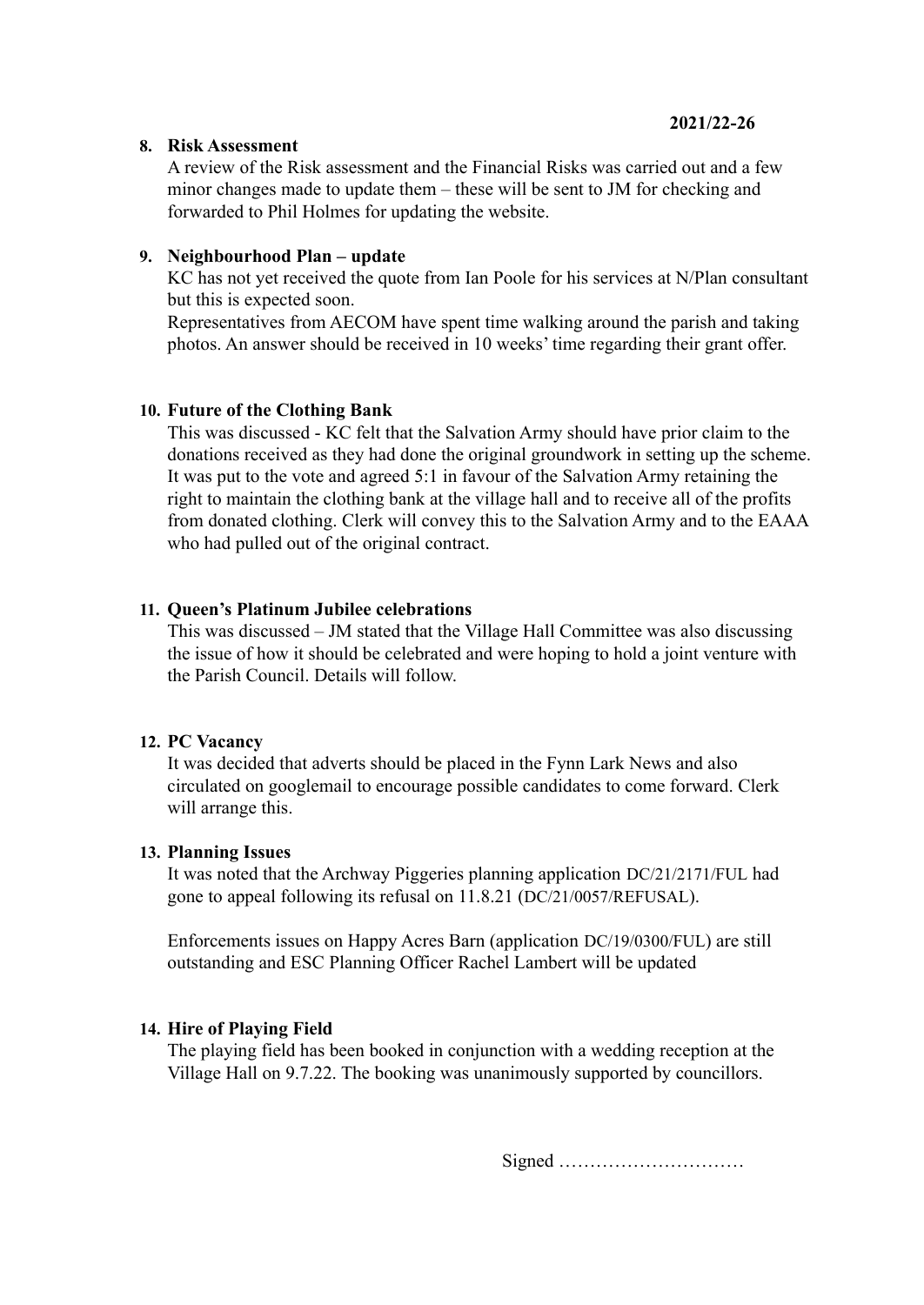**2021/22-26**

8. **Risk Assessment**
   A review of the Risk assessment and the Financial Risks was carried out and a few minor changes made to update them – these will be sent to JM for checking and forwarded to Phil Holmes for updating the website.

9. **Neighbourhood Plan – update**
   KC has not yet received the quote from Ian Poole for his services at N/Plan consultant but this is expected soon.
   Representatives from AECOM have spent time walking around the parish and taking photos. An answer should be received in 10 weeks' time regarding their grant offer.

10. **Future of the Clothing Bank**
    This was discussed - KC felt that the Salvation Army should have prior claim to the donations received as they had done the original groundwork in setting up the scheme. It was put to the vote and agreed 5:1 in favour of the Salvation Army retaining the right to maintain the clothing bank at the village hall and to receive all of the profits from donated clothing. Clerk will convey this to the Salvation Army and to the EAAA who had pulled out of the original contract.

11. **Queen's Platinum Jubilee celebrations**
    This was discussed – JM stated that the Village Hall Committee was also discussing the issue of how it should be celebrated and were hoping to hold a joint venture with the Parish Council. Details will follow.

12. **PC Vacancy**
    It was decided that adverts should be placed in the Fynn Lark News and also circulated on googlemail to encourage possible candidates to come forward. Clerk will arrange this.

13. **Planning Issues**
    It was noted that the Archway Piggeries planning application DC/21/2171/FUL had gone to appeal following its refusal on 11.8.21 (DC/21/0057/REFUSAL).

    Enforcements issues on Happy Acres Barn (application DC/19/0300/FUL) are still outstanding and ESC Planning Officer Rachel Lambert will be updated

14. **Hire of Playing Field**
    The playing field has been booked in conjunction with a wedding reception at the Village Hall on 9.7.22. The booking was unanimously supported by councillors.

Signed …………………………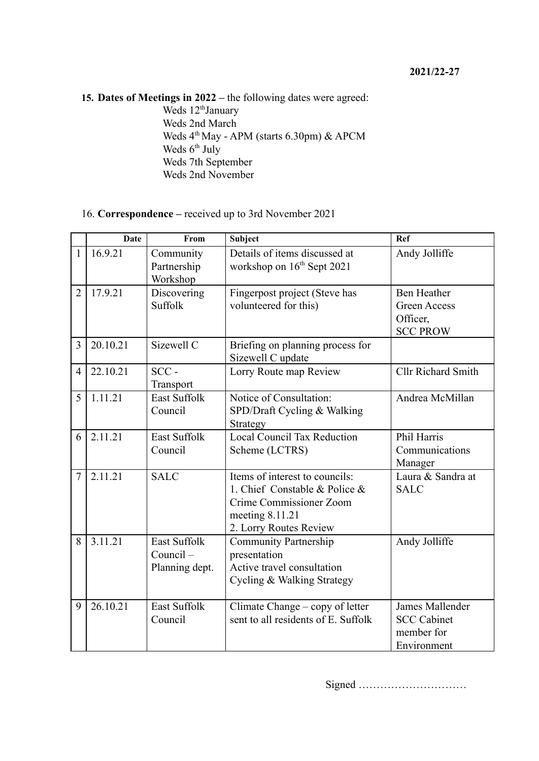**2021/22-27**

15. **Dates of Meetings in 2022 –** the following dates were agreed:

Weds 12th January
Weds 2nd March
Weds 4th May - APM (starts 6.30pm) & APCM
Weds 6th July
Weds 7th September
Weds 2nd November

16. **Correspondence –** received up to 3rd November 2021

| | Date | From | Subject | Ref |
|---|---|---|---|---|
| 1 | 16.9.21 | Community Partnership Workshop | Details of items discussed at workshop on 16th Sept 2021 | Andy Jolliffe |
| 2 | 17.9.21 | Discovering Suffolk | Fingerpost project (Steve has volunteered for this) | Ben Heather Green Access Officer, SCC PROW |
| 3 | 20.10.21 | Sizewell C | Briefing on planning process for Sizewell C update | |
| 4 | 22.10.21 | SCC - Transport | Lorry Route map Review | Cllr Richard Smith |
| 5 | 1.11.21 | East Suffolk Council | Notice of Consultation: SPD/Draft Cycling & Walking Strategy | Andrea McMillan |
| 6 | 2.11.21 | East Suffolk Council | Local Council Tax Reduction Scheme (LCTRS) | Phil Harris Communications Manager |
| 7 | 2.11.21 | SALC | Items of interest to councils: 1. Chief Constable & Police & Crime Commissioner Zoom meeting 8.11.21 2. Lorry Routes Review | Laura & Sandra at SALC |
| 8 | 3.11.21 | East Suffolk Council – Planning dept. | Community Partnership presentation Active travel consultation Cycling & Walking Strategy | Andy Jolliffe |
| 9 | 26.10.21 | East Suffolk Council | Climate Change – copy of letter sent to all residents of E. Suffolk | James Mallender SCC Cabinet member for Environment |

Signed …………………………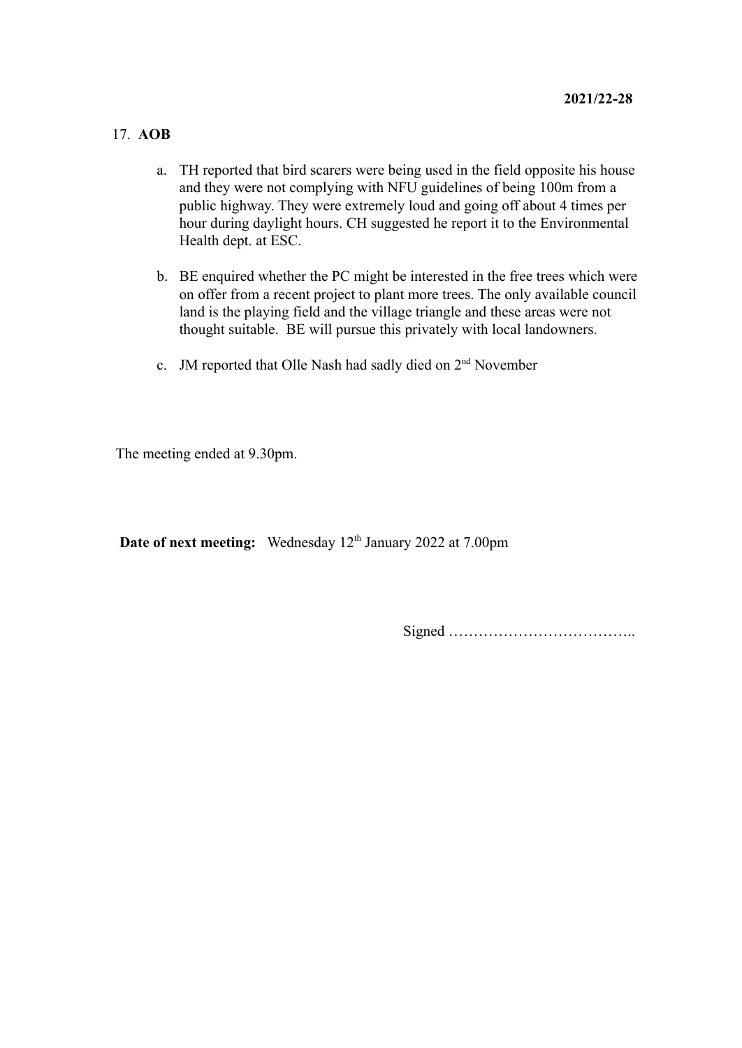2021/22-28

17. **AOB**

   a. TH reported that bird scarers were being used in the field opposite his house and they were not complying with NFU guidelines of being 100m from a public highway. They were extremely loud and going off about 4 times per hour during daylight hours. CH suggested he report it to the Environmental Health dept. at ESC.

   b. BE enquired whether the PC might be interested in the free trees which were on offer from a recent project to plant more trees. The only available council land is the playing field and the village triangle and these areas were not thought suitable. BE will pursue this privately with local landowners.

   c. JM reported that Olle Nash had sadly died on 2nd November

The meeting ended at 9.30pm.

**Date of next meeting:** Wednesday 12th January 2022 at 7.00pm

Signed ………………………………..